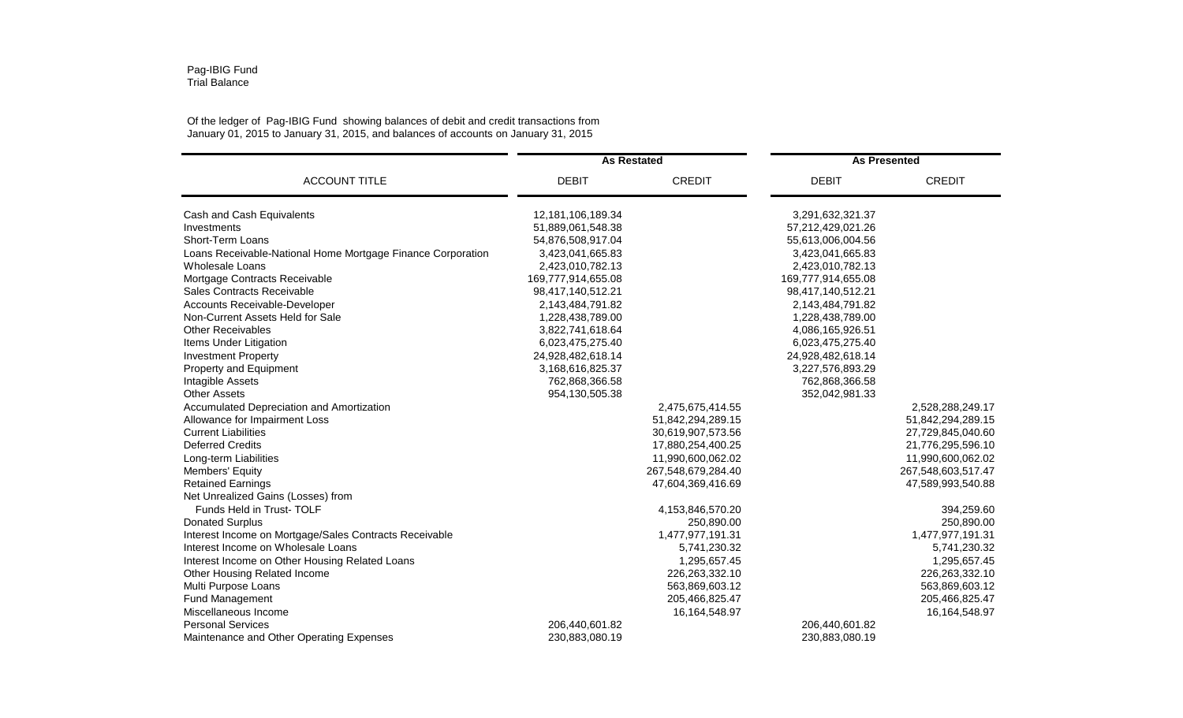Pag-IBIG Fund
Trial Balance

Of the ledger of Pag-IBIG Fund showing balances of debit and credit transactions from January 01, 2015 to January 31, 2015, and balances of accounts on January 31, 2015

| ACCOUNT TITLE | As Restated | | As Presented | |
|---|---|---|---|---|
| | DEBIT | CREDIT | DEBIT | CREDIT |
| Cash and Cash Equivalents | 12,181,106,189.34 | | 3,291,632,321.37 | |
| Investments | 51,889,061,548.38 | | 57,212,429,021.26 | |
| Short-Term Loans | 54,876,508,917.04 | | 55,613,006,004.56 | |
| Loans Receivable-National Home Mortgage Finance Corporation | 3,423,041,665.83 | | 3,423,041,665.83 | |
| Wholesale Loans | 2,423,010,782.13 | | 2,423,010,782.13 | |
| Mortgage Contracts Receivable | 169,777,914,655.08 | | 169,777,914,655.08 | |
| Sales Contracts Receivable | 98,417,140,512.21 | | 98,417,140,512.21 | |
| Accounts Receivable-Developer | 2,143,484,791.82 | | 2,143,484,791.82 | |
| Non-Current Assets Held for Sale | 1,228,438,789.00 | | 1,228,438,789.00 | |
| Other Receivables | 3,822,741,618.64 | | 4,086,165,926.51 | |
| Items Under Litigation | 6,023,475,275.40 | | 6,023,475,275.40 | |
| Investment Property | 24,928,482,618.14 | | 24,928,482,618.14 | |
| Property and Equipment | 3,168,616,825.37 | | 3,227,576,893.29 | |
| Intagible Assets | 762,868,366.58 | | 762,868,366.58 | |
| Other Assets | 954,130,505.38 | | 352,042,981.33 | |
| Accumulated Depreciation and Amortization | | 2,475,675,414.55 | | 2,528,288,249.17 |
| Allowance for Impairment Loss | | 51,842,294,289.15 | | 51,842,294,289.15 |
| Current Liabilities | | 30,619,907,573.56 | | 27,729,845,040.60 |
| Deferred Credits | | 17,880,254,400.25 | | 21,776,295,596.10 |
| Long-term Liabilities | | 11,990,600,062.02 | | 11,990,600,062.02 |
| Members' Equity | | 267,548,679,284.40 | | 267,548,603,517.47 |
| Retained Earnings | | 47,604,369,416.69 | | 47,589,993,540.88 |
| Net Unrealized Gains (Losses) from Funds Held in Trust- TOLF | | 4,153,846,570.20 | | 394,259.60 |
| Donated Surplus | | 250,890.00 | | 250,890.00 |
| Interest Income on Mortgage/Sales Contracts Receivable | | 1,477,977,191.31 | | 1,477,977,191.31 |
| Interest Income on Wholesale Loans | | 5,741,230.32 | | 5,741,230.32 |
| Interest Income on Other Housing Related Loans | | 1,295,657.45 | | 1,295,657.45 |
| Other Housing Related Income | | 226,263,332.10 | | 226,263,332.10 |
| Multi Purpose Loans | | 563,869,603.12 | | 563,869,603.12 |
| Fund Management | | 205,466,825.47 | | 205,466,825.47 |
| Miscellaneous Income | | 16,164,548.97 | | 16,164,548.97 |
| Personal Services | 206,440,601.82 | | 206,440,601.82 | |
| Maintenance and Other Operating Expenses | 230,883,080.19 | | 230,883,080.19 | |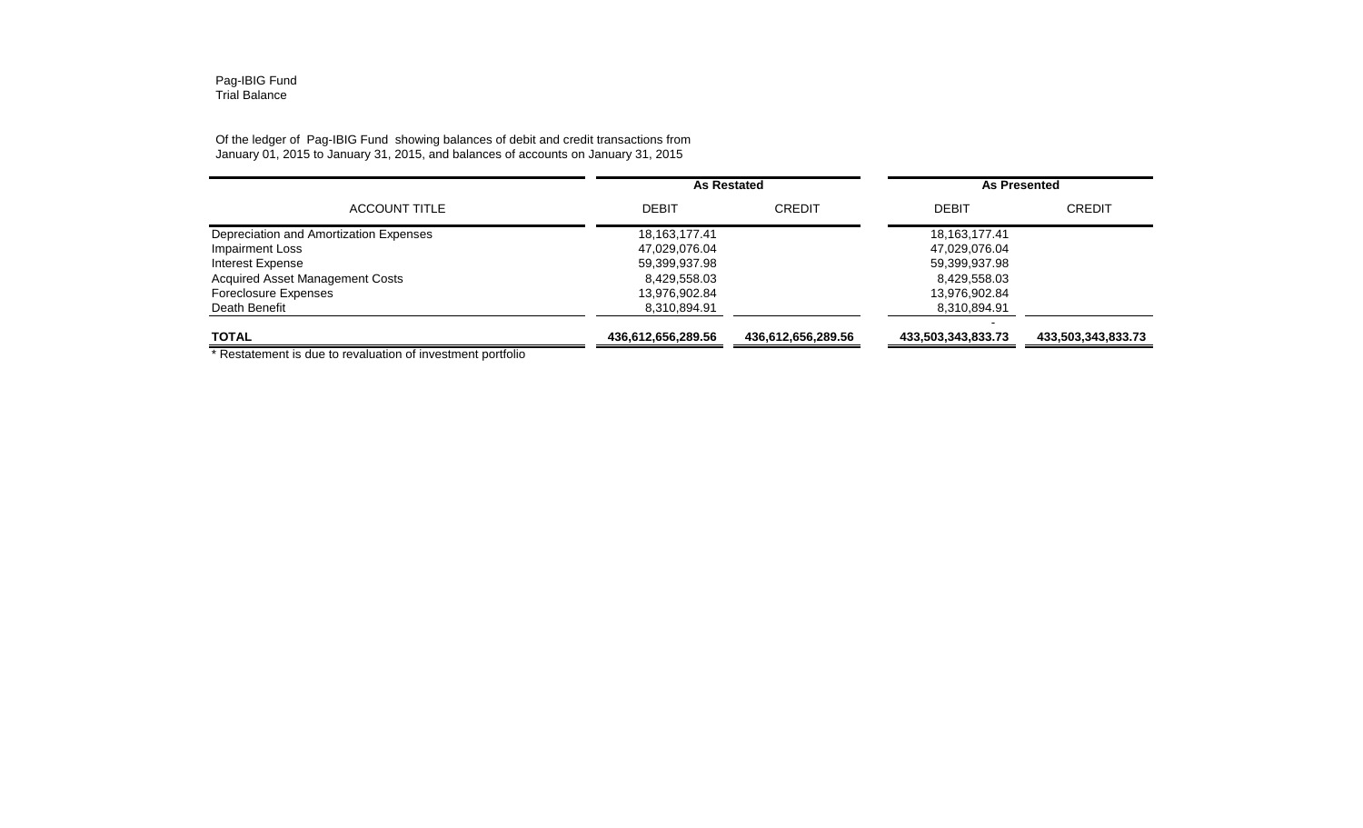Pag-IBIG Fund
Trial Balance

Of the ledger of Pag-IBIG Fund showing balances of debit and credit transactions from January 01, 2015 to January 31, 2015, and balances of accounts on January 31, 2015

| ACCOUNT TITLE | As Restated | | As Presented | |
|---|---|---|---|---|
| | DEBIT | CREDIT | DEBIT | CREDIT |
| Depreciation and Amortization Expenses | 18,163,177.41 | | 18,163,177.41 | |
| Impairment Loss | 47,029,076.04 | | 47,029,076.04 | |
| Interest Expense | 59,399,937.98 | | 59,399,937.98 | |
| Acquired Asset Management Costs | 8,429,558.03 | | 8,429,558.03 | |
| Foreclosure Expenses | 13,976,902.84 | | 13,976,902.84 | |
| Death Benefit | 8,310,894.91 | | 8,310,894.91 | |
| | | | - | |
| **TOTAL** | **436,612,656,289.56** | **436,612,656,289.56** | **433,503,343,833.73** | **433,503,343,833.73** |

* Restatement is due to revaluation of investment portfolio